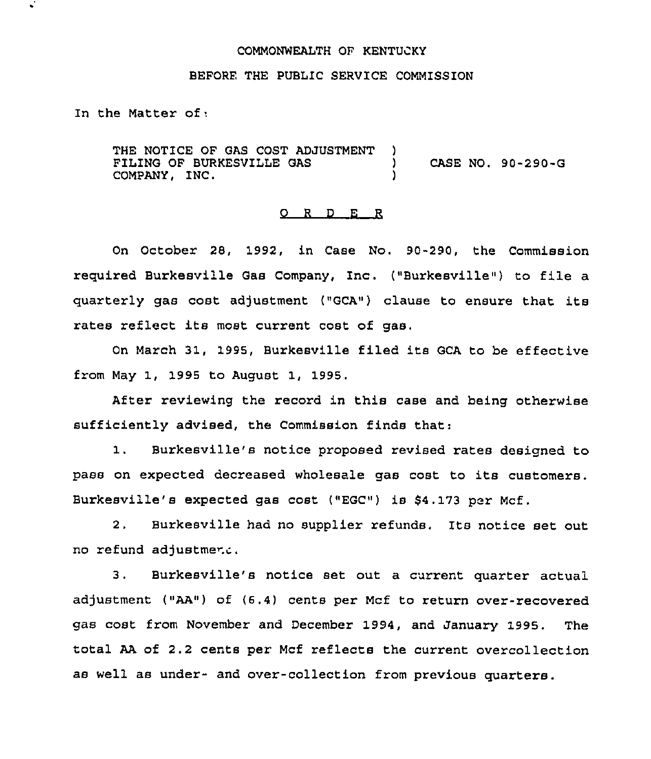COMMONWEALTH OF KENTUCKY

BEFORE THE PUBLIC SERVICE COMMISSION

In the Matter of:

THE NOTICE OF GAS COST ADJUSTMENT FILING OF BURKESVILLE GAS COMPANY, INC. ) CASE NO. 90-290-G

O R D E R

On October 28, 1992, in Case No. 90-290, the Commission required Burkesville Gas Company, Inc. ("Burkesville") to file a quarterly gas cost adjustment ("GCA") clause to ensure that its rates reflect its most current cost of gas.

On March 31, 1995, Burkesville filed its GCA to be effective from May 1, 1995 to August 1, 1995.

After reviewing the record in this case and being otherwise sufficiently advised, the Commission finds that:

1. Burkesville's notice proposed revised rates designed to pass on expected decreased wholesale gas cost to its customers. Burkesville's expected gas cost ("EGC") is $4.173 per Mcf.

2. Burkesville had no supplier refunds. Its notice set out no refund adjustment.

3. Burkesville's notice set out a current quarter actual adjustment ("AA") of (6.4) cents per Mcf to return over-recovered gas cost from November and December 1994, and January 1995. The total AA of 2.2 cents per Mcf reflects the current overcollection as well as under- and over-collection from previous quarters.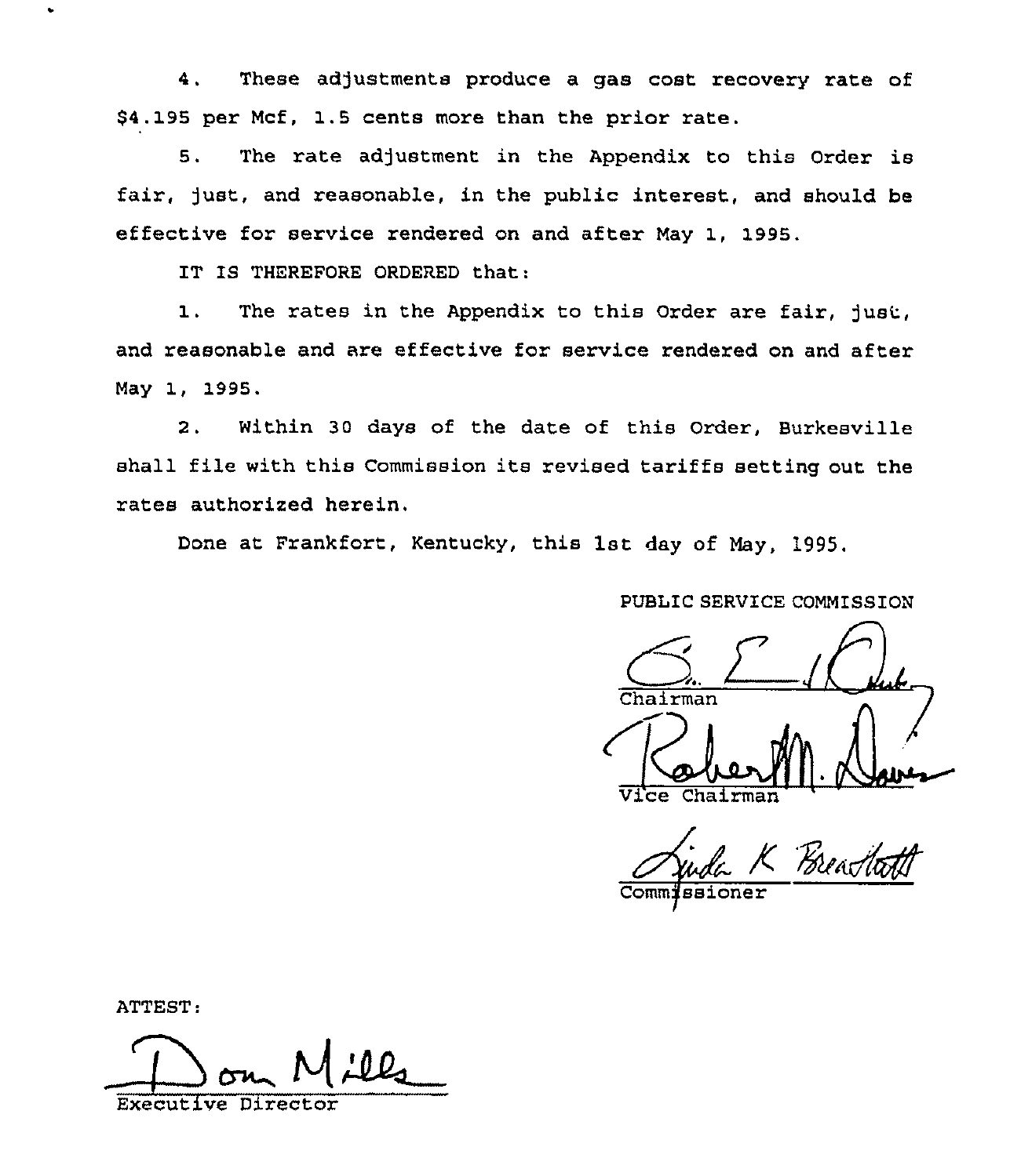4. These adjustments produce a gas cost recovery rate of $4.195 per Mcf, 1.5 cents more than the prior rate.

5. The rate adjustment in the Appendix to this Order is fair, just, and reasonable, in the public interest, and should be effective for service rendered on and after May 1, 1995.

IT IS THEREFORE ORDERED that:

1. The rates in the Appendix to this Order are fair, just, and reasonable and are effective for service rendered on and after May 1, 1995.

2. Within 30 days of the date of this Order, Burkesville shall file with this Commission its revised tariffs setting out the rates authorized herein.

Done at Frankfort, Kentucky, this 1st day of May, 1995.

PUBLIC SERVICE COMMISSION

Chairman

Vice Chairman

Commissioner

ATTEST:

Executive Director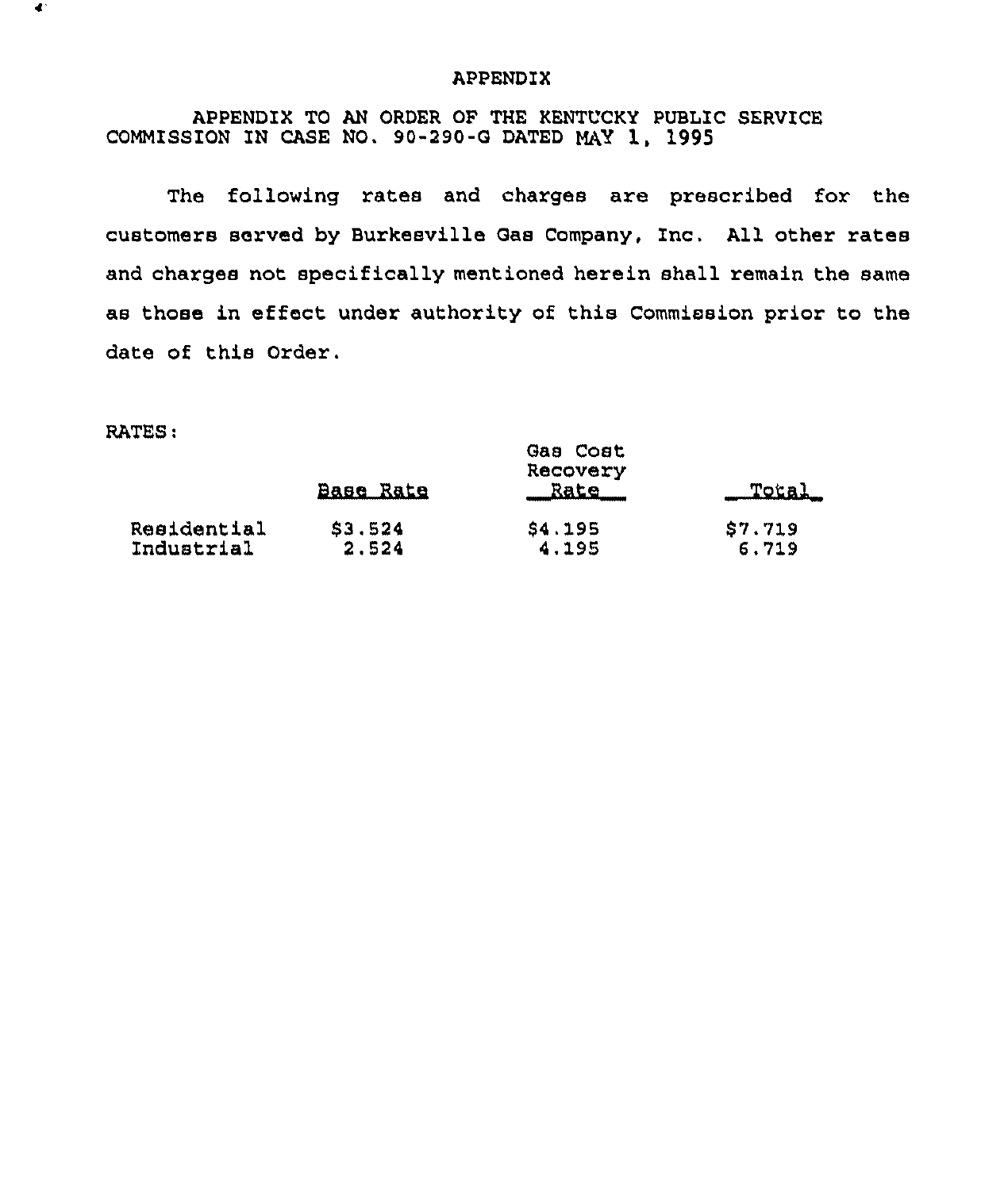# APPENDIX

APPENDIX TO AN ORDER OF THE KENTUCKY PUBLIC SERVICE COMMISSION IN CASE NO. 90-290-G DATED MAY 1, 1995

The following rates and charges are prescribed for the customers served by Burkesville Gas Company, Inc. All other rates and charges not specifically mentioned herein shall remain the same as those in effect under authority of this Commission prior to the date of this Order.

RATES:

| | Base Rate | Gas Cost Recovery Rate | Total |
|---|---|---|---|
| Residential | $3.524 | $4.195 | $7.719 |
| Industrial | 2.524 | 4.195 | 6.719 |